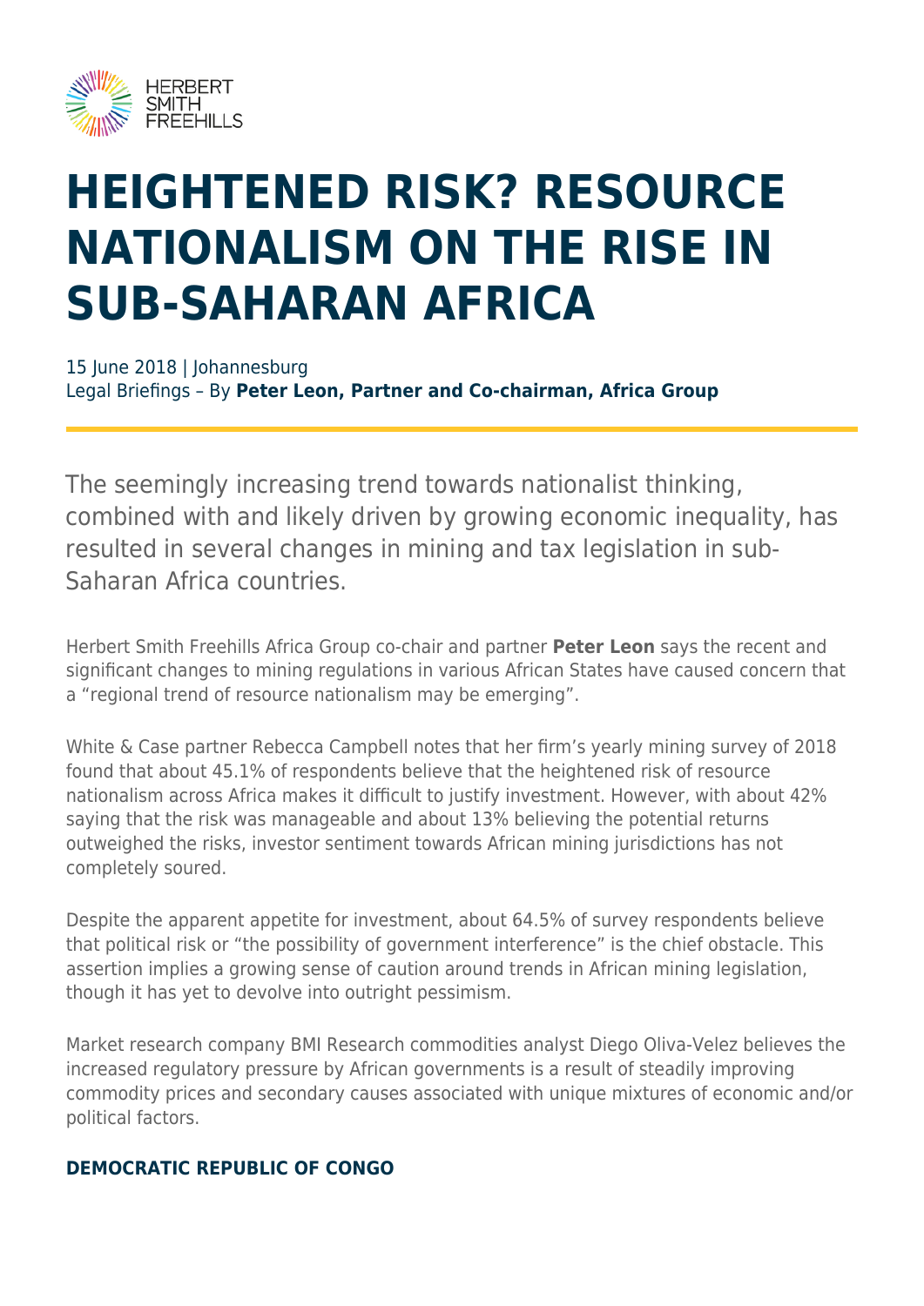# HEIGHTENED RISK? RESOURCE NATIONALISM ON THE RISE IN SUB-SAHARAN AFRICA

15 June 2018 | Johannesburg
Legal Briefings – By **Peter Leon, Partner and Co-chairman, Africa Group**

The seemingly increasing trend towards nationalist thinking, combined with and likely driven by growing economic inequality, has resulted in several changes in mining and tax legislation in sub-Saharan Africa countries.

Herbert Smith Freehills Africa Group co-chair and partner **Peter Leon** says the recent and significant changes to mining regulations in various African States have caused concern that a "regional trend of resource nationalism may be emerging".

White & Case partner Rebecca Campbell notes that her firm's yearly mining survey of 2018 found that about 45.1% of respondents believe that the heightened risk of resource nationalism across Africa makes it difficult to justify investment. However, with about 42% saying that the risk was manageable and about 13% believing the potential returns outweighed the risks, investor sentiment towards African mining jurisdictions has not completely soured.

Despite the apparent appetite for investment, about 64.5% of survey respondents believe that political risk or "the possibility of government interference" is the chief obstacle. This assertion implies a growing sense of caution around trends in African mining legislation, though it has yet to devolve into outright pessimism.

Market research company BMI Research commodities analyst Diego Oliva-Velez believes the increased regulatory pressure by African governments is a result of steadily improving commodity prices and secondary causes associated with unique mixtures of economic and/or political factors.

## DEMOCRATIC REPUBLIC OF CONGO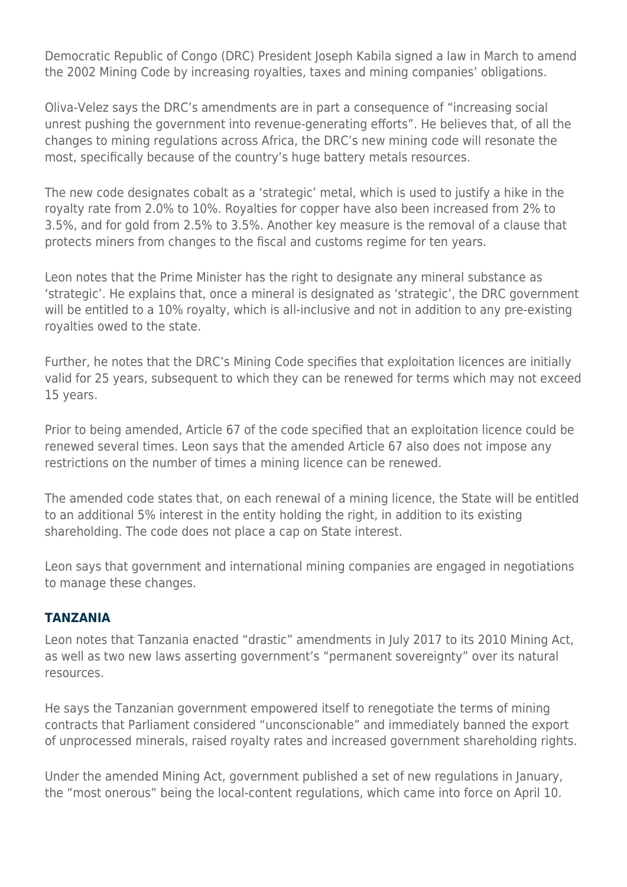Democratic Republic of Congo (DRC) President Joseph Kabila signed a law in March to amend the 2002 Mining Code by increasing royalties, taxes and mining companies' obligations.

Oliva-Velez says the DRC's amendments are in part a consequence of "increasing social unrest pushing the government into revenue-generating efforts". He believes that, of all the changes to mining regulations across Africa, the DRC's new mining code will resonate the most, specifically because of the country's huge battery metals resources.

The new code designates cobalt as a 'strategic' metal, which is used to justify a hike in the royalty rate from 2.0% to 10%. Royalties for copper have also been increased from 2% to 3.5%, and for gold from 2.5% to 3.5%. Another key measure is the removal of a clause that protects miners from changes to the fiscal and customs regime for ten years.

Leon notes that the Prime Minister has the right to designate any mineral substance as 'strategic'. He explains that, once a mineral is designated as 'strategic', the DRC government will be entitled to a 10% royalty, which is all-inclusive and not in addition to any pre-existing royalties owed to the state.

Further, he notes that the DRC's Mining Code specifies that exploitation licences are initially valid for 25 years, subsequent to which they can be renewed for terms which may not exceed 15 years.

Prior to being amended, Article 67 of the code specified that an exploitation licence could be renewed several times. Leon says that the amended Article 67 also does not impose any restrictions on the number of times a mining licence can be renewed.

The amended code states that, on each renewal of a mining licence, the State will be entitled to an additional 5% interest in the entity holding the right, in addition to its existing shareholding. The code does not place a cap on State interest.

Leon says that government and international mining companies are engaged in negotiations to manage these changes.

## TANZANIA

Leon notes that Tanzania enacted "drastic" amendments in July 2017 to its 2010 Mining Act, as well as two new laws asserting government's "permanent sovereignty" over its natural resources.

He says the Tanzanian government empowered itself to renegotiate the terms of mining contracts that Parliament considered "unconscionable" and immediately banned the export of unprocessed minerals, raised royalty rates and increased government shareholding rights.

Under the amended Mining Act, government published a set of new regulations in January, the "most onerous" being the local-content regulations, which came into force on April 10.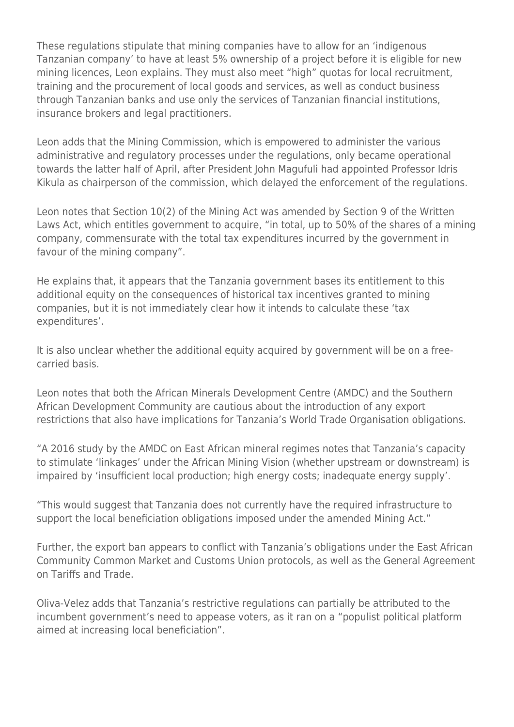These regulations stipulate that mining companies have to allow for an 'indigenous Tanzanian company' to have at least 5% ownership of a project before it is eligible for new mining licences, Leon explains. They must also meet "high" quotas for local recruitment, training and the procurement of local goods and services, as well as conduct business through Tanzanian banks and use only the services of Tanzanian financial institutions, insurance brokers and legal practitioners.

Leon adds that the Mining Commission, which is empowered to administer the various administrative and regulatory processes under the regulations, only became operational towards the latter half of April, after President John Magufuli had appointed Professor Idris Kikula as chairperson of the commission, which delayed the enforcement of the regulations.

Leon notes that Section 10(2) of the Mining Act was amended by Section 9 of the Written Laws Act, which entitles government to acquire, "in total, up to 50% of the shares of a mining company, commensurate with the total tax expenditures incurred by the government in favour of the mining company".

He explains that, it appears that the Tanzania government bases its entitlement to this additional equity on the consequences of historical tax incentives granted to mining companies, but it is not immediately clear how it intends to calculate these 'tax expenditures'.

It is also unclear whether the additional equity acquired by government will be on a free-carried basis.

Leon notes that both the African Minerals Development Centre (AMDC) and the Southern African Development Community are cautious about the introduction of any export restrictions that also have implications for Tanzania's World Trade Organisation obligations.

"A 2016 study by the AMDC on East African mineral regimes notes that Tanzania's capacity to stimulate 'linkages' under the African Mining Vision (whether upstream or downstream) is impaired by 'insufficient local production; high energy costs; inadequate energy supply'.

"This would suggest that Tanzania does not currently have the required infrastructure to support the local beneficiation obligations imposed under the amended Mining Act."

Further, the export ban appears to conflict with Tanzania's obligations under the East African Community Common Market and Customs Union protocols, as well as the General Agreement on Tariffs and Trade.

Oliva-Velez adds that Tanzania's restrictive regulations can partially be attributed to the incumbent government's need to appease voters, as it ran on a "populist political platform aimed at increasing local beneficiation".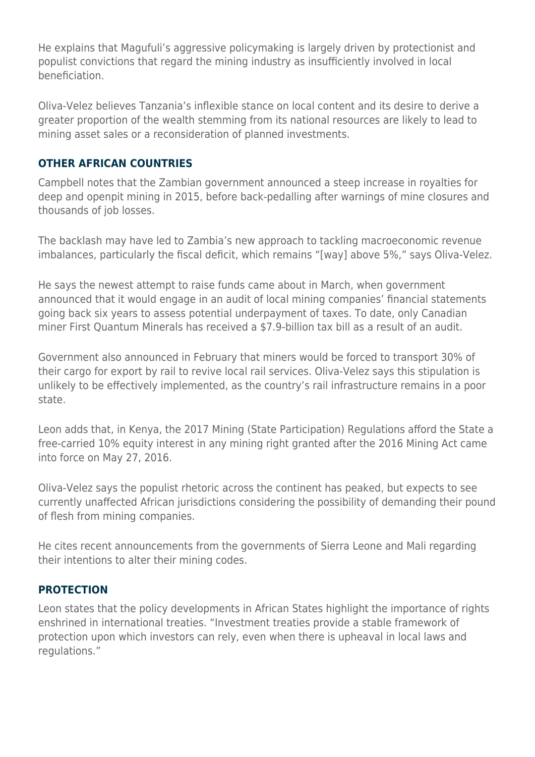He explains that Magufuli's aggressive policymaking is largely driven by protectionist and populist convictions that regard the mining industry as insufficiently involved in local beneficiation.

Oliva-Velez believes Tanzania's inflexible stance on local content and its desire to derive a greater proportion of the wealth stemming from its national resources are likely to lead to mining asset sales or a reconsideration of planned investments.

## OTHER AFRICAN COUNTRIES

Campbell notes that the Zambian government announced a steep increase in royalties for deep and openpit mining in 2015, before back-pedalling after warnings of mine closures and thousands of job losses.

The backlash may have led to Zambia's new approach to tackling macroeconomic revenue imbalances, particularly the fiscal deficit, which remains "[way] above 5%," says Oliva-Velez.

He says the newest attempt to raise funds came about in March, when government announced that it would engage in an audit of local mining companies' financial statements going back six years to assess potential underpayment of taxes. To date, only Canadian miner First Quantum Minerals has received a $7.9-billion tax bill as a result of an audit.

Government also announced in February that miners would be forced to transport 30% of their cargo for export by rail to revive local rail services. Oliva-Velez says this stipulation is unlikely to be effectively implemented, as the country's rail infrastructure remains in a poor state.

Leon adds that, in Kenya, the 2017 Mining (State Participation) Regulations afford the State a free-carried 10% equity interest in any mining right granted after the 2016 Mining Act came into force on May 27, 2016.

Oliva-Velez says the populist rhetoric across the continent has peaked, but expects to see currently unaffected African jurisdictions considering the possibility of demanding their pound of flesh from mining companies.

He cites recent announcements from the governments of Sierra Leone and Mali regarding their intentions to alter their mining codes.

## PROTECTION

Leon states that the policy developments in African States highlight the importance of rights enshrined in international treaties. "Investment treaties provide a stable framework of protection upon which investors can rely, even when there is upheaval in local laws and regulations."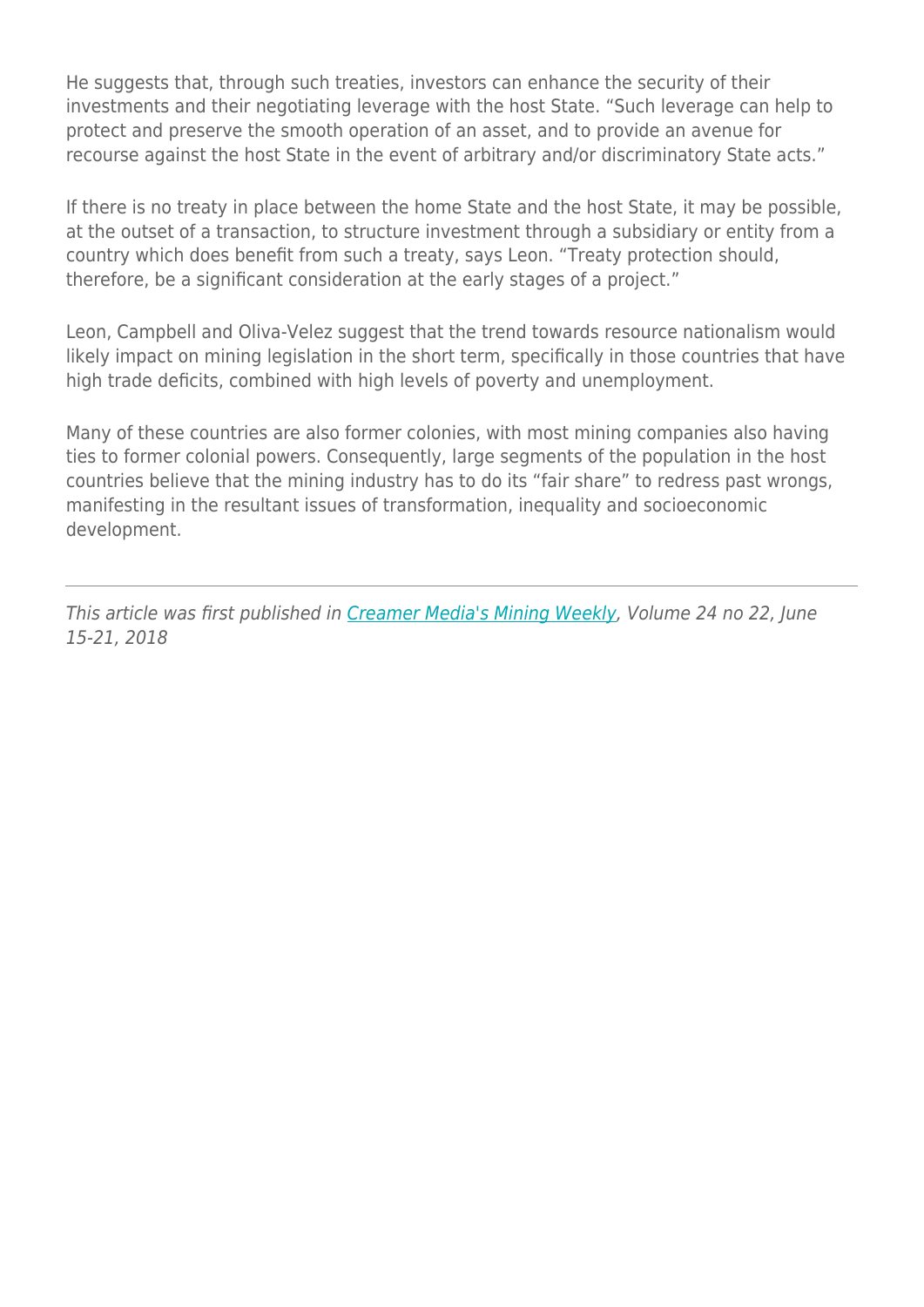He suggests that, through such treaties, investors can enhance the security of their investments and their negotiating leverage with the host State. “Such leverage can help to protect and preserve the smooth operation of an asset, and to provide an avenue for recourse against the host State in the event of arbitrary and/or discriminatory State acts.”

If there is no treaty in place between the home State and the host State, it may be possible, at the outset of a transaction, to structure investment through a subsidiary or entity from a country which does benefit from such a treaty, says Leon. “Treaty protection should, therefore, be a significant consideration at the early stages of a project.”

Leon, Campbell and Oliva-Velez suggest that the trend towards resource nationalism would likely impact on mining legislation in the short term, specifically in those countries that have high trade deficits, combined with high levels of poverty and unemployment.

Many of these countries are also former colonies, with most mining companies also having ties to former colonial powers. Consequently, large segments of the population in the host countries believe that the mining industry has to do its “fair share” to redress past wrongs, manifesting in the resultant issues of transformation, inequality and socioeconomic development.

---

*This article was first published in [Creamer Media's Mining Weekly](), Volume 24 no 22, June 15-21, 2018*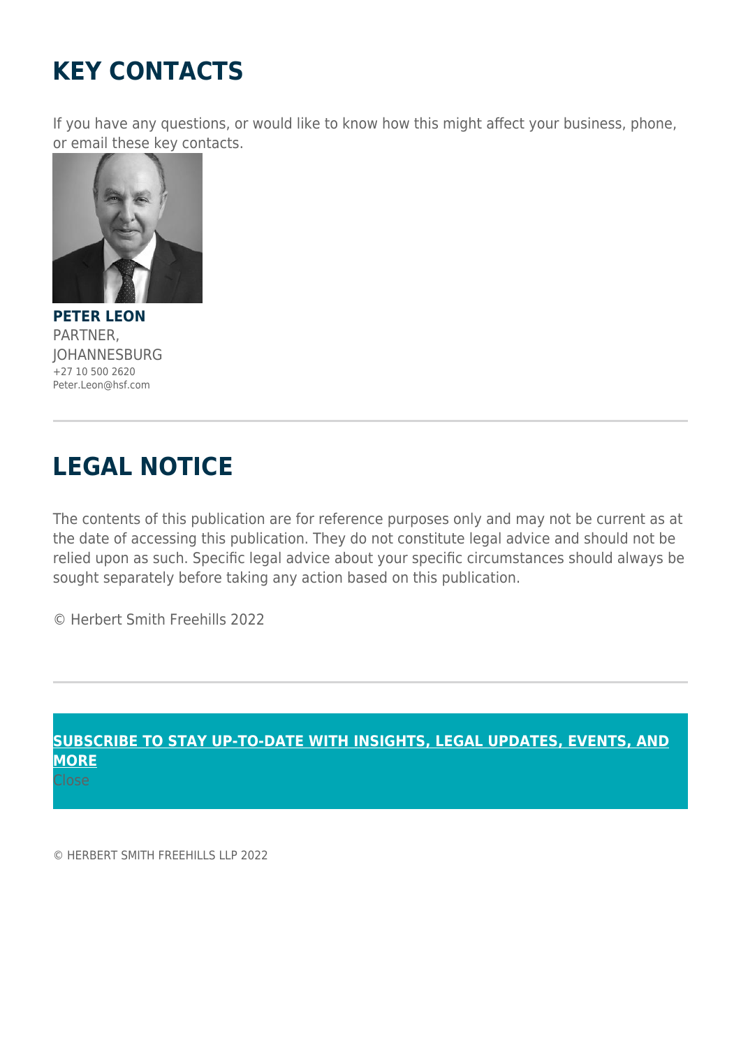# KEY CONTACTS

If you have any questions, or would like to know how this might affect your business, phone, or email these key contacts.

**PETER LEON**
PARTNER,
JOHANNESBURG
+27 10 500 2620
Peter.Leon@hsf.com

---

# LEGAL NOTICE

The contents of this publication are for reference purposes only and may not be current as at the date of accessing this publication. They do not constitute legal advice and should not be relied upon as such. Specific legal advice about your specific circumstances should always be sought separately before taking any action based on this publication.

© Herbert Smith Freehills 2022

---

**SUBSCRIBE TO STAY UP-TO-DATE WITH INSIGHTS, LEGAL UPDATES, EVENTS, AND MORE**

Close

© HERBERT SMITH FREEHILLS LLP 2022